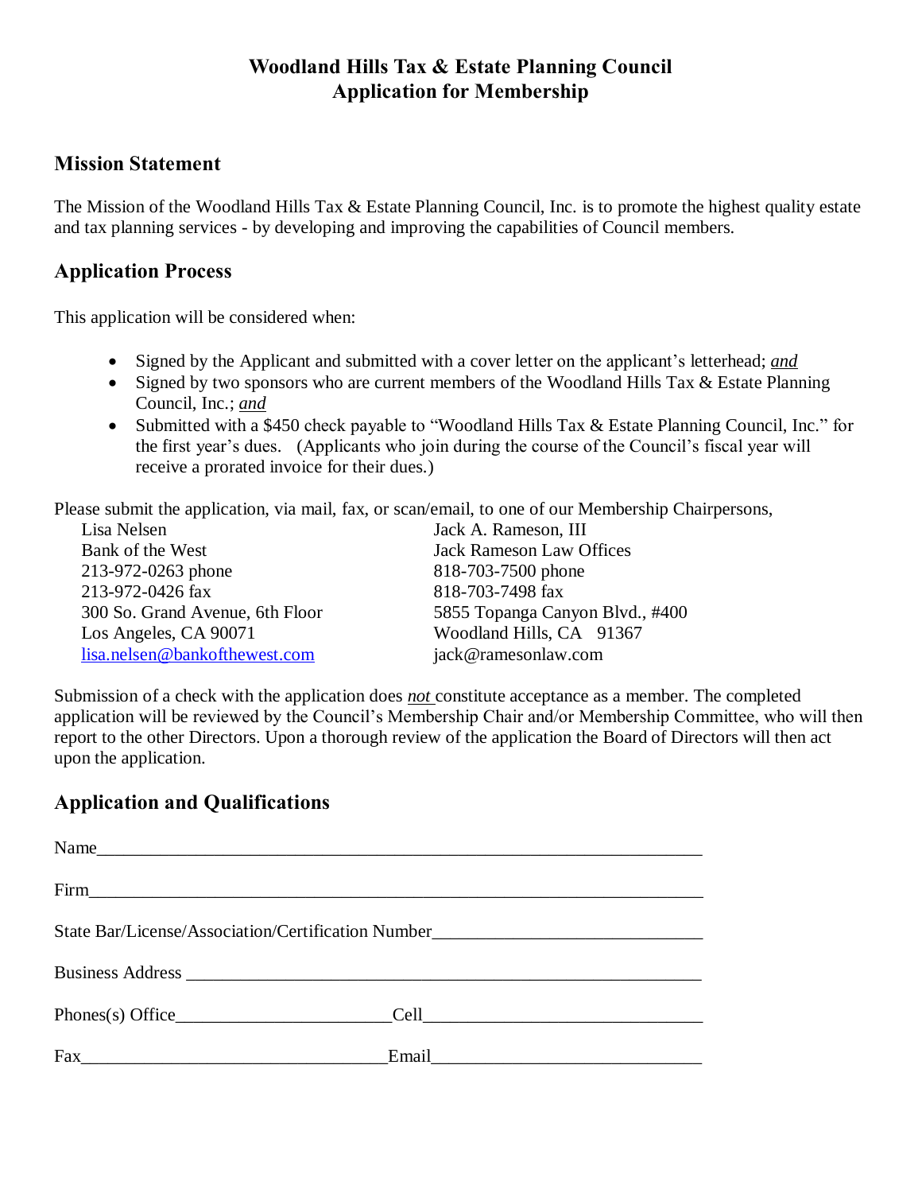# Woodland Hills Tax & Estate Planning Council
# Application for Membership

## Mission Statement

The Mission of the Woodland Hills Tax & Estate Planning Council, Inc. is to promote the highest quality estate and tax planning services - by developing and improving the capabilities of Council members.

## Application Process

This application will be considered when:

- Signed by the Applicant and submitted with a cover letter on the applicant's letterhead; ***and***
- Signed by two sponsors who are current members of the Woodland Hills Tax & Estate Planning Council, Inc.; ***and***
- Submitted with a $450 check payable to "Woodland Hills Tax & Estate Planning Council, Inc." for the first year's dues. (Applicants who join during the course of the Council's fiscal year will receive a prorated invoice for their dues.)

Please submit the application, via mail, fax, or scan/email, to one of our Membership Chairpersons,

Lisa Nelsen
Bank of the West
213-972-0263 phone
213-972-0426 fax
300 So. Grand Avenue, 6th Floor
Los Angeles, CA 90071
lisa.nelsen@bankofthewest.com

Jack A. Rameson, III
Jack Rameson Law Offices
818-703-7500 phone
818-703-7498 fax
5855 Topanga Canyon Blvd., #400
Woodland Hills, CA 91367
jack@ramesonlaw.com

Submission of a check with the application does ***not*** constitute acceptance as a member. The completed application will be reviewed by the Council's Membership Chair and/or Membership Committee, who will then report to the other Directors. Upon a thorough review of the application the Board of Directors will then act upon the application.

## Application and Qualifications

Name_______________________________________________________________________

Firm________________________________________________________________________

State Bar/License/Association/Certification Number______________________________

Business Address ____________________________________________________________

Phones(s) Office_______________________Cell_____________________________

Fax_________________________________Email_____________________________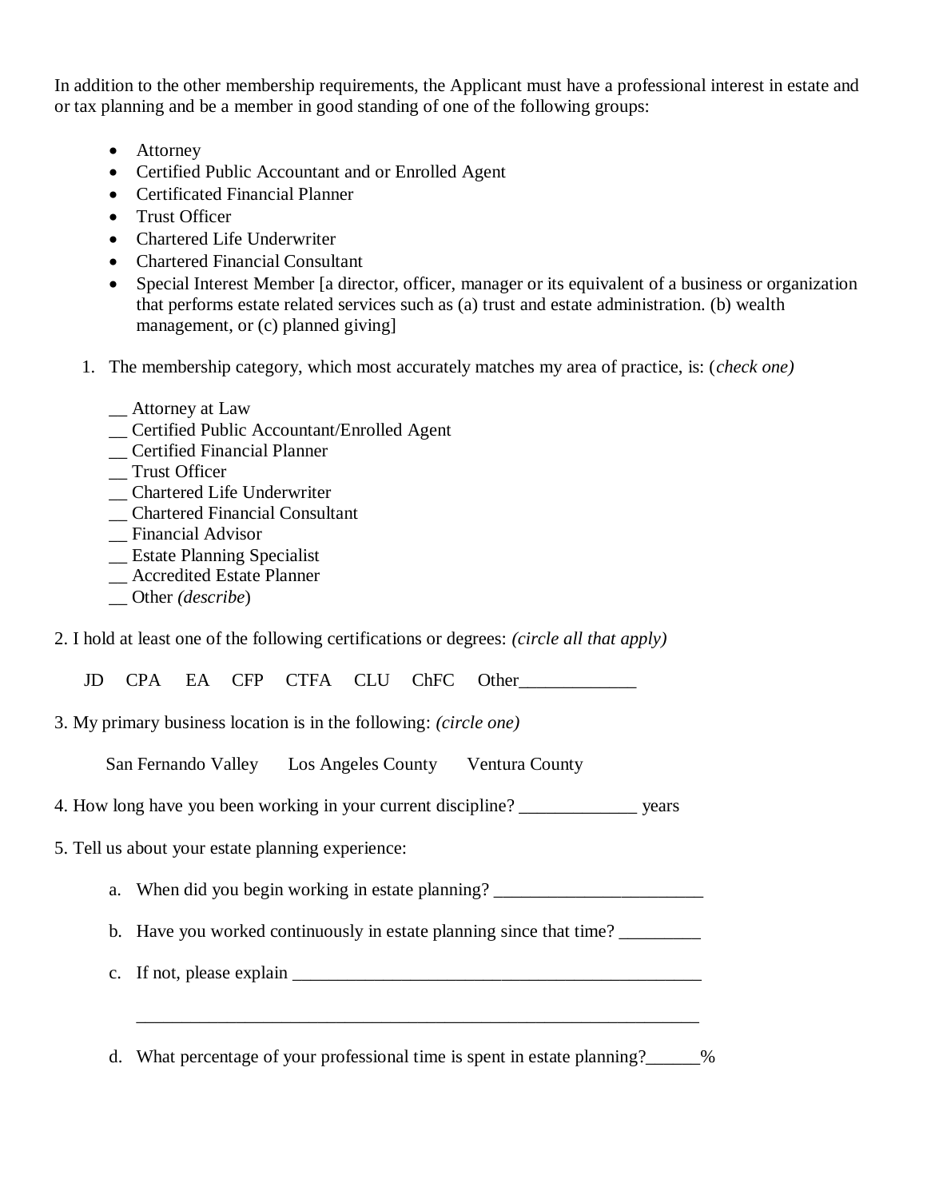In addition to the other membership requirements, the Applicant must have a professional interest in estate and or tax planning and be a member in good standing of one of the following groups:

- Attorney
- Certified Public Accountant and or Enrolled Agent
- Certificated Financial Planner
- Trust Officer
- Chartered Life Underwriter
- Chartered Financial Consultant
- Special Interest Member [a director, officer, manager or its equivalent of a business or organization that performs estate related services such as (a) trust and estate administration. (b) wealth management, or (c) planned giving]

1. The membership category, which most accurately matches my area of practice, is: (*check one)*

   __ Attorney at Law
   __ Certified Public Accountant/Enrolled Agent
   __ Certified Financial Planner
   __ Trust Officer
   __ Chartered Life Underwriter
   __ Chartered Financial Consultant
   __ Financial Advisor
   __ Estate Planning Specialist
   __ Accredited Estate Planner
   __ Other *(describe*)

2. I hold at least one of the following certifications or degrees: *(circle all that apply)*

   JD    CPA    EA    CFP    CTFA    CLU    ChFC    Other_____________

3. My primary business location is in the following: *(circle one)*

   San Fernando Valley    Los Angeles County    Ventura County

4. How long have you been working in your current discipline? _____________ years

5. Tell us about your estate planning experience:

   a. When did you begin working in estate planning? _______________________

   b. Have you worked continuously in estate planning since that time? _________

   c. If not, please explain _______________________________________________

      _______________________________________________________________

   d. What percentage of your professional time is spent in estate planning?______%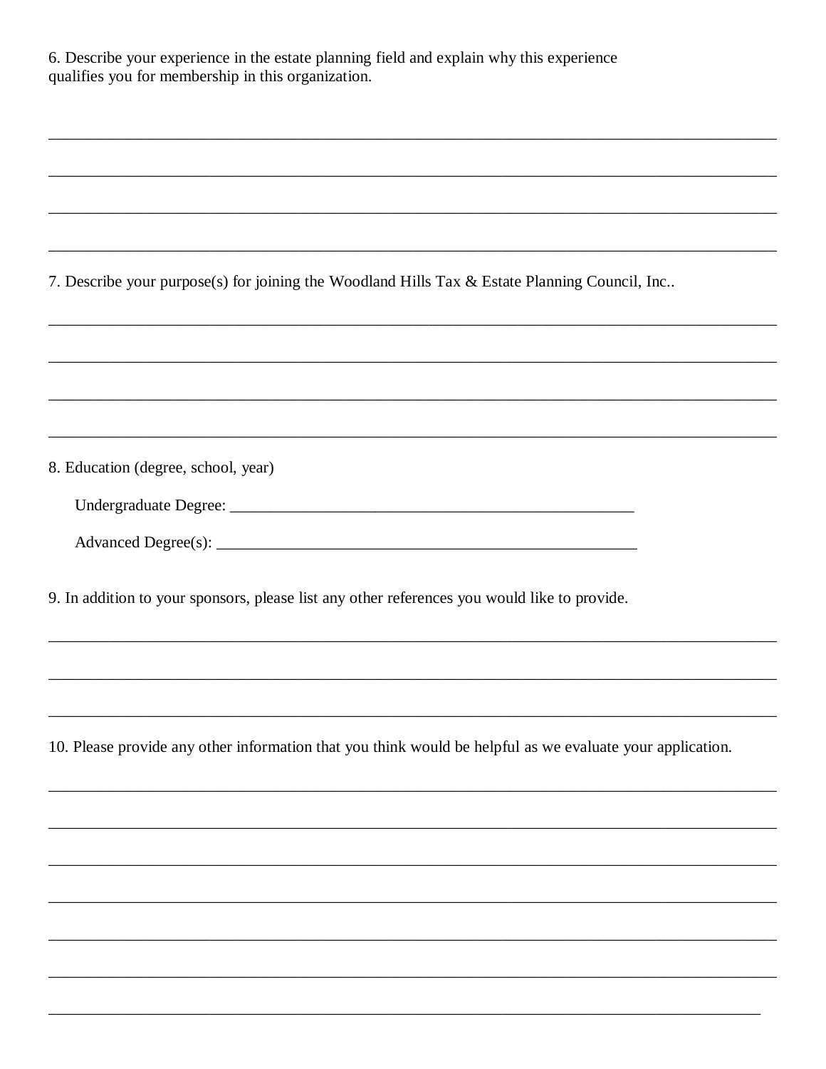6. Describe your experience in the estate planning field and explain why this experience qualifies you for membership in this organization.

______________________________________________________________________________

______________________________________________________________________________

______________________________________________________________________________

______________________________________________________________________________

7. Describe your purpose(s) for joining the Woodland Hills Tax & Estate Planning Council, Inc..

______________________________________________________________________________

______________________________________________________________________________

______________________________________________________________________________

______________________________________________________________________________

8. Education (degree, school, year)

Undergraduate Degree: _____________________________________________

Advanced Degree(s): _______________________________________________

9. In addition to your sponsors, please list any other references you would like to provide.

______________________________________________________________________________

______________________________________________________________________________

______________________________________________________________________________

10. Please provide any other information that you think would be helpful as we evaluate your application.

______________________________________________________________________________

______________________________________________________________________________

______________________________________________________________________________

______________________________________________________________________________

______________________________________________________________________________

______________________________________________________________________________

______________________________________________________________________________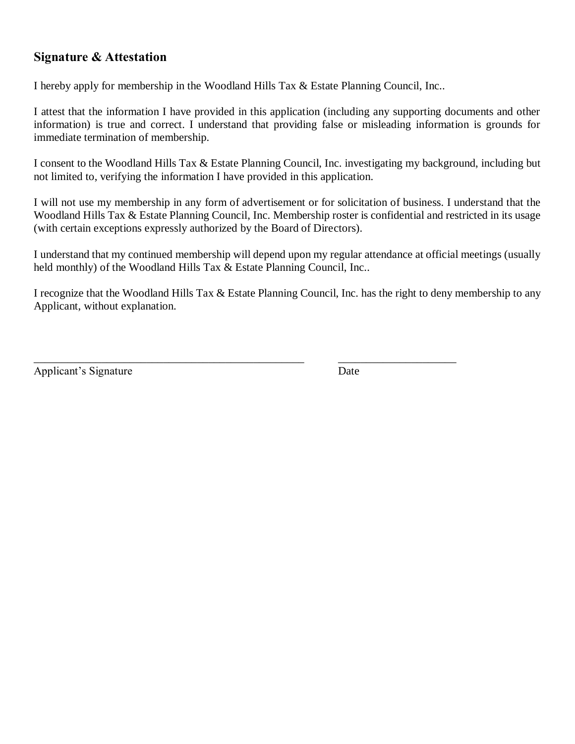## Signature & Attestation

I hereby apply for membership in the Woodland Hills Tax & Estate Planning Council, Inc..

I attest that the information I have provided in this application (including any supporting documents and other information) is true and correct. I understand that providing false or misleading information is grounds for immediate termination of membership.

I consent to the Woodland Hills Tax & Estate Planning Council, Inc. investigating my background, including but not limited to, verifying the information I have provided in this application.

I will not use my membership in any form of advertisement or for solicitation of business. I understand that the Woodland Hills Tax & Estate Planning Council, Inc. Membership roster is confidential and restricted in its usage (with certain exceptions expressly authorized by the Board of Directors).

I understand that my continued membership will depend upon my regular attendance at official meetings (usually held monthly) of the Woodland Hills Tax & Estate Planning Council, Inc..

I recognize that the Woodland Hills Tax & Estate Planning Council, Inc. has the right to deny membership to any Applicant, without explanation.

\_\_\_\_\_\_\_\_\_\_\_\_\_\_\_\_\_\_\_\_\_\_\_\_\_\_\_\_\_\_\_\_\_\_\_\_\_\_\_\_\_\_\_\_\_\_\_\_ \_\_\_\_\_\_\_\_\_\_\_\_\_\_\_\_\_\_\_\_\_\_
Applicant's Signature Date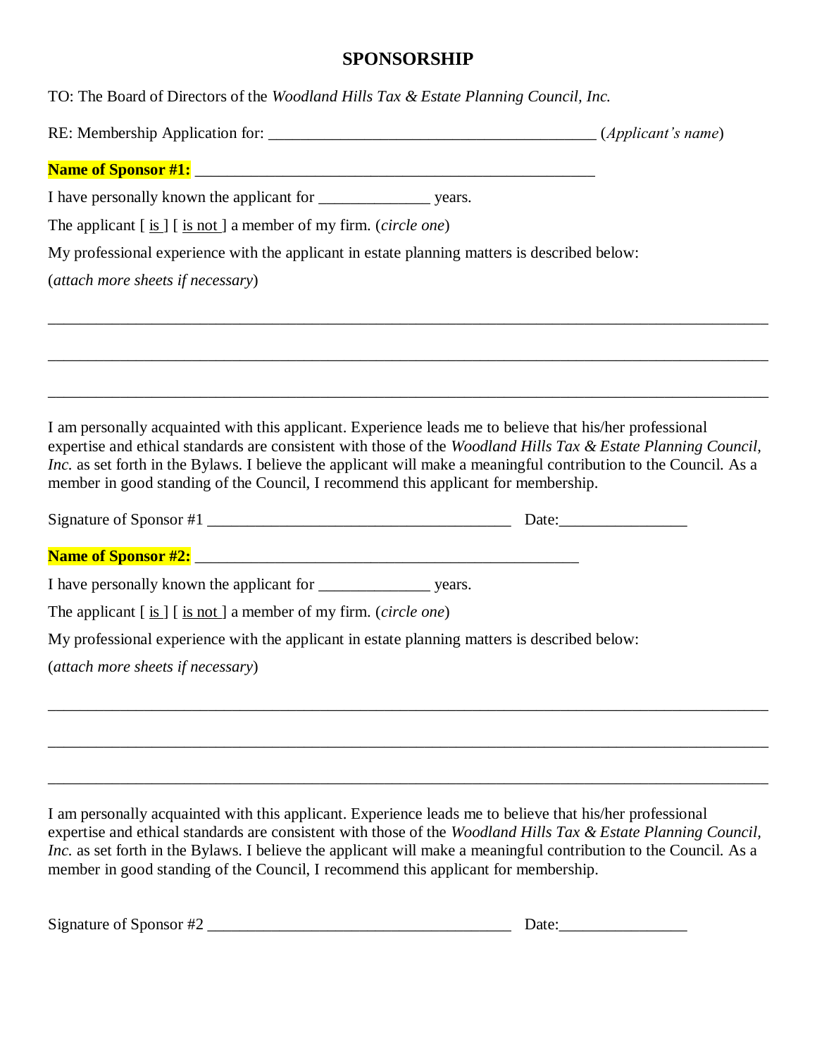# SPONSORSHIP

TO: The Board of Directors of the *Woodland Hills Tax & Estate Planning Council, Inc.*

RE: Membership Application for: ________________________________________ (*Applicant's name*)

**Name of Sponsor #1:** __________________________________________________

I have personally known the applicant for ______________ years.

The applicant [ is ] [ is not ] a member of my firm. (*circle one*)

My professional experience with the applicant in estate planning matters is described below:

(*attach more sheets if necessary*)

__________________________________________________________________________________________

__________________________________________________________________________________________

__________________________________________________________________________________________

I am personally acquainted with this applicant. Experience leads me to believe that his/her professional expertise and ethical standards are consistent with those of the *Woodland Hills Tax & Estate Planning Council, Inc.* as set forth in the Bylaws. I believe the applicant will make a meaningful contribution to the Council. As a member in good standing of the Council, I recommend this applicant for membership.

Signature of Sponsor #1 ______________________________________ Date:________________

**Name of Sponsor #2:** ________________________________________________

I have personally known the applicant for ______________ years.

The applicant [ is ] [ is not ] a member of my firm. (*circle one*)

My professional experience with the applicant in estate planning matters is described below:

(*attach more sheets if necessary*)

__________________________________________________________________________________________

__________________________________________________________________________________________

__________________________________________________________________________________________

I am personally acquainted with this applicant. Experience leads me to believe that his/her professional expertise and ethical standards are consistent with those of the *Woodland Hills Tax & Estate Planning Council, Inc.* as set forth in the Bylaws. I believe the applicant will make a meaningful contribution to the Council. As a member in good standing of the Council, I recommend this applicant for membership.

Signature of Sponsor #2 ______________________________________ Date:________________